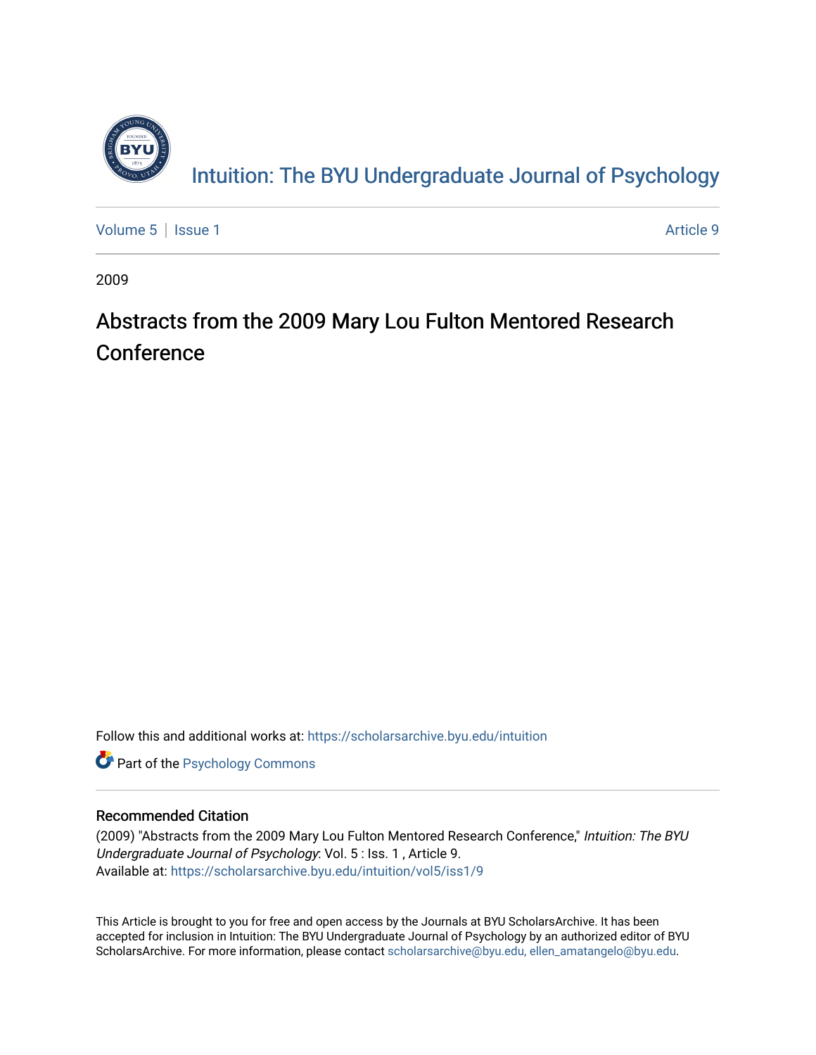Intuition: The BYU Undergraduate Journal of Psychology

Volume 5 | Issue 1 Article 9

2009

# Abstracts from the 2009 Mary Lou Fulton Mentored Research Conference

Follow this and additional works at: https://scholarsarchive.byu.edu/intuition

Part of the Psychology Commons

## Recommended Citation

(2009) "Abstracts from the 2009 Mary Lou Fulton Mentored Research Conference," *Intuition: The BYU Undergraduate Journal of Psychology*: Vol. 5 : Iss. 1 , Article 9.
Available at: https://scholarsarchive.byu.edu/intuition/vol5/iss1/9

This Article is brought to you for free and open access by the Journals at BYU ScholarsArchive. It has been accepted for inclusion in Intuition: The BYU Undergraduate Journal of Psychology by an authorized editor of BYU ScholarsArchive. For more information, please contact scholarsarchive@byu.edu, ellen_amatangelo@byu.edu.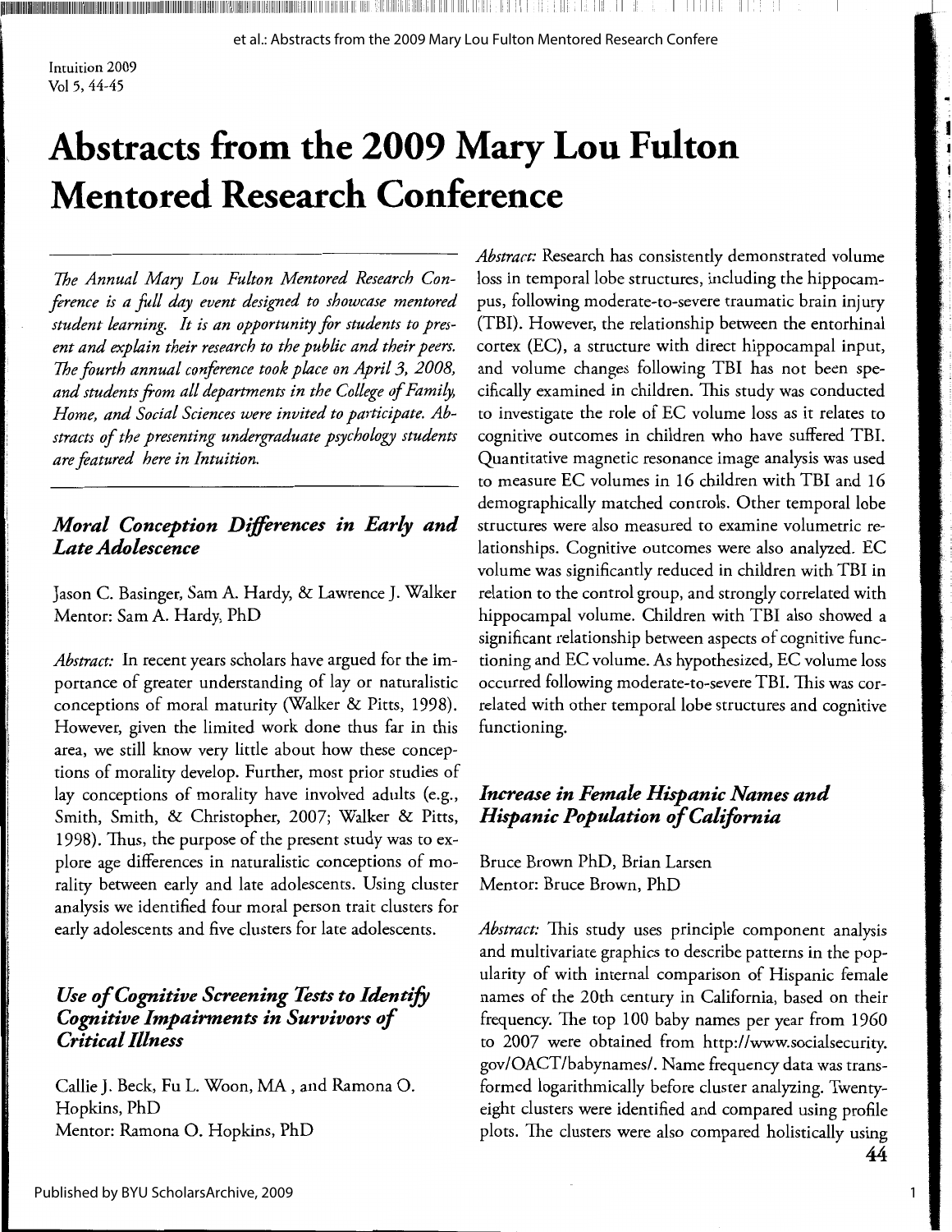# Abstracts from the 2009 Mary Lou Fulton Mentored Research Conference

*The Annual Mary Lou Fulton Mentored Research Conference is a full day event designed to showcase mentored student learning. It is an opportunity for students to present and explain their research to the public and their peers. The fourth annual conference took place on April 3, 2008, and students from all departments in the College of Family, Home, and Social Sciences were invited to participate. Abstracts of the presenting undergraduate psychology students are featured here in Intuition.*

### *Moral Conception Differences in Early and Late Adolescence*

Jason C. Basinger, Sam A. Hardy, & Lawrence J. Walker
Mentor: Sam A. Hardy, PhD

*Abstract:* In recent years scholars have argued for the importance of greater understanding of lay or naturalistic conceptions of moral maturity (Walker & Pitts, 1998). However, given the limited work done thus far in this area, we still know very little about how these conceptions of morality develop. Further, most prior studies of lay conceptions of morality have involved adults (e.g., Smith, Smith, & Christopher, 2007; Walker & Pitts, 1998). Thus, the purpose of the present study was to explore age differences in naturalistic conceptions of morality between early and late adolescents. Using cluster analysis we identified four moral person trait clusters for early adolescents and five clusters for late adolescents.

### *Use of Cognitive Screening Tests to Identify Cognitive Impairments in Survivors of Critical Illness*

Callie J. Beck, Fu L. Woon, MA, and Ramona O. Hopkins, PhD
Mentor: Ramona O. Hopkins, PhD

*Abstract:* Research has consistently demonstrated volume loss in temporal lobe structures, including the hippocampus, following moderate-to-severe traumatic brain injury (TBI). However, the relationship between the entorhinal cortex (EC), a structure with direct hippocampal input, and volume changes following TBI has not been specifically examined in children. This study was conducted to investigate the role of EC volume loss as it relates to cognitive outcomes in children who have suffered TBI. Quantitative magnetic resonance image analysis was used to measure EC volumes in 16 children with TBI and 16 demographically matched controls. Other temporal lobe structures were also measured to examine volumetric relationships. Cognitive outcomes were also analyzed. EC volume was significantly reduced in children with TBI in relation to the control group, and strongly correlated with hippocampal volume. Children with TBI also showed a significant relationship between aspects of cognitive functioning and EC volume. As hypothesized, EC volume loss occurred following moderate-to-severe TBI. This was correlated with other temporal lobe structures and cognitive functioning.

### *Increase in Female Hispanic Names and Hispanic Population of California*

Bruce Brown PhD, Brian Larsen
Mentor: Bruce Brown, PhD

*Abstract:* This study uses principle component analysis and multivariate graphics to describe patterns in the popularity of with internal comparison of Hispanic female names of the 20th century in California, based on their frequency. The top 100 baby names per year from 1960 to 2007 were obtained from http://www.socialsecurity.gov/OACT/babynames/. Name frequency data was transformed logarithmically before cluster analyzing. Twenty-eight clusters were identified and compared using profile plots. The clusters were also compared holistically using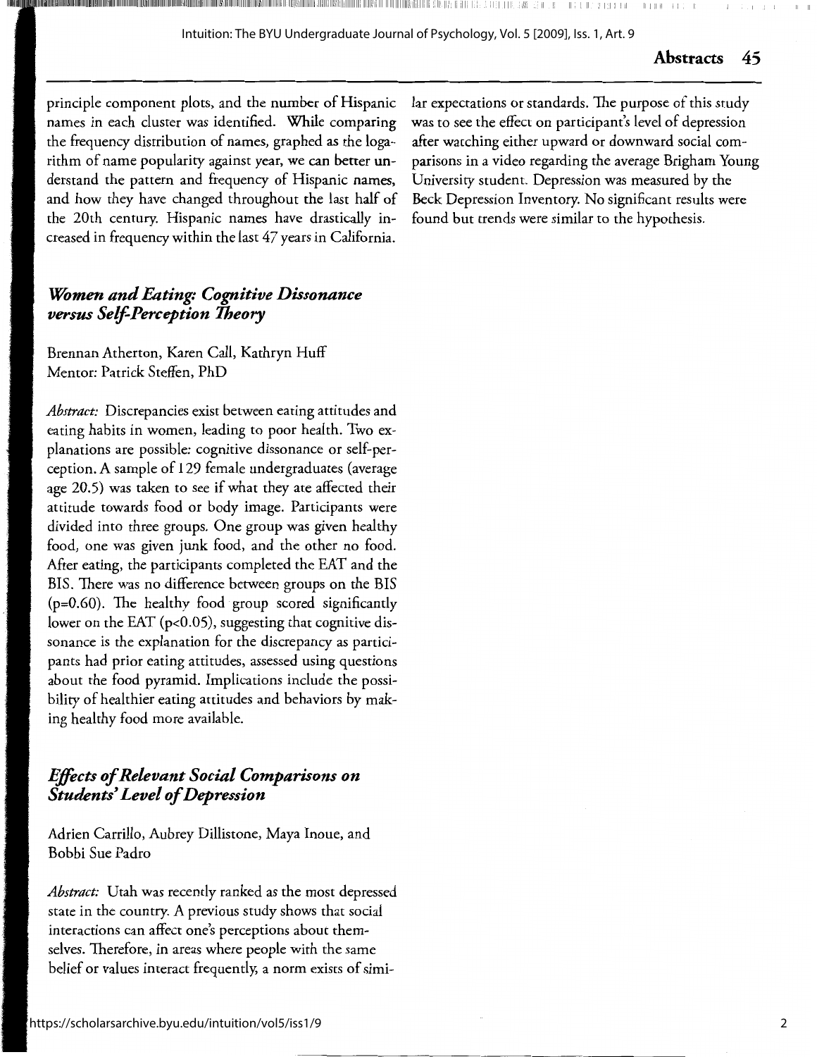principle component plots, and the number of Hispanic names in each cluster was identified. While comparing the frequency distribution of names, graphed as the logarithm of name popularity against year, we can better understand the pattern and frequency of Hispanic names, and how they have changed throughout the last half of the 20th century. Hispanic names have drastically increased in frequency within the last 47 years in California.

### *Women and Eating: Cognitive Dissonance versus Self-Perception Theory*

Brennan Atherton, Karen Call, Kathryn Huff
Mentor: Patrick Steffen, PhD

*Abstract:* Discrepancies exist between eating attitudes and eating habits in women, leading to poor health. Two explanations are possible: cognitive dissonance or self-perception. A sample of 129 female undergraduates (average age 20.5) was taken to see if what they ate affected their attitude towards food or body image. Participants were divided into three groups. One group was given healthy food, one was given junk food, and the other no food. After eating, the participants completed the EAT and the BIS. There was no difference between groups on the BIS ($p=0.60$). The healthy food group scored significantly lower on the EAT ($p<0.05$), suggesting that cognitive dissonance is the explanation for the discrepancy as participants had prior eating attitudes, assessed using questions about the food pyramid. Implications include the possibility of healthier eating attitudes and behaviors by making healthy food more available.

### *Effects of Relevant Social Comparisons on Students' Level of Depression*

Adrien Carrillo, Aubrey Dillistone, Maya Inoue, and Bobbi Sue Padro

*Abstract:* Utah was recently ranked as the most depressed state in the country. A previous study shows that social interactions can affect one's perceptions about themselves. Therefore, in areas where people with the same belief or values interact frequently, a norm exists of similar expectations or standards. The purpose of this study was to see the effect on participant's level of depression after watching either upward or downward social comparisons in a video regarding the average Brigham Young University student. Depression was measured by the Beck Depression Inventory. No significant results were found but trends were similar to the hypothesis.